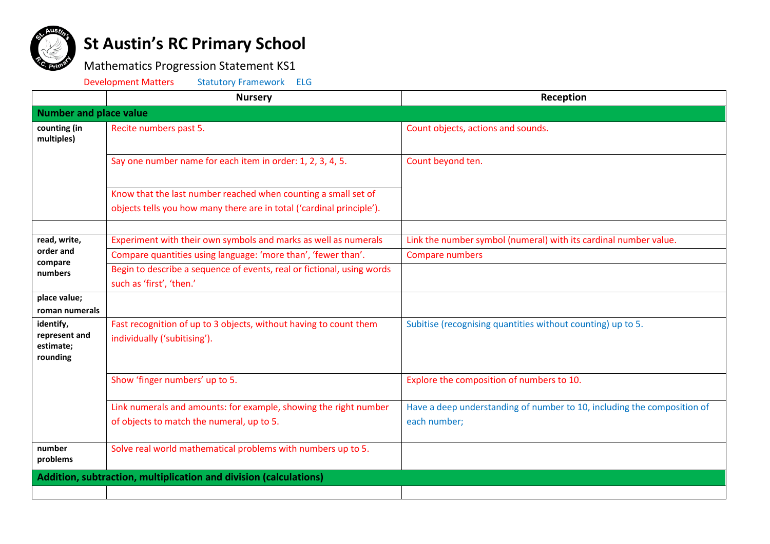# St Austin's RC Primary School

Mathematics Progression Statement KS1

Development Matters Statutory Framework ELG

| | Nursery | Reception |
|---|---|---|
| **Number and place value** | | |
| **counting (in multiples)** | Recite numbers past 5. | Count objects, actions and sounds. |
| | Say one number name for each item in order: 1, 2, 3, 4, 5. | Count beyond ten. |
| | Know that the last number reached when counting a small set of objects tells you how many there are in total ('cardinal principle'). | |
| | | |
| **read, write, order and compare numbers** | Experiment with their own symbols and marks as well as numerals | Link the number symbol (numeral) with its cardinal number value. |
| | Compare quantities using language: 'more than', 'fewer than'. | Compare numbers |
| | Begin to describe a sequence of events, real or fictional, using words such as 'first', 'then.' | |
| **place value; roman numerals** | | |
| **identify, represent and estimate; rounding** | Fast recognition of up to 3 objects, without having to count them individually ('subitising'). | Subitise (recognising quantities without counting) up to 5. |
| | Show 'finger numbers' up to 5. | Explore the composition of numbers to 10. |
| | Link numerals and amounts: for example, showing the right number of objects to match the numeral, up to 5. | Have a deep understanding of number to 10, including the composition of each number; |
| **number problems** | Solve real world mathematical problems with numbers up to 5. | |
| **Addition, subtraction, multiplication and division (calculations)** | | |
| | | |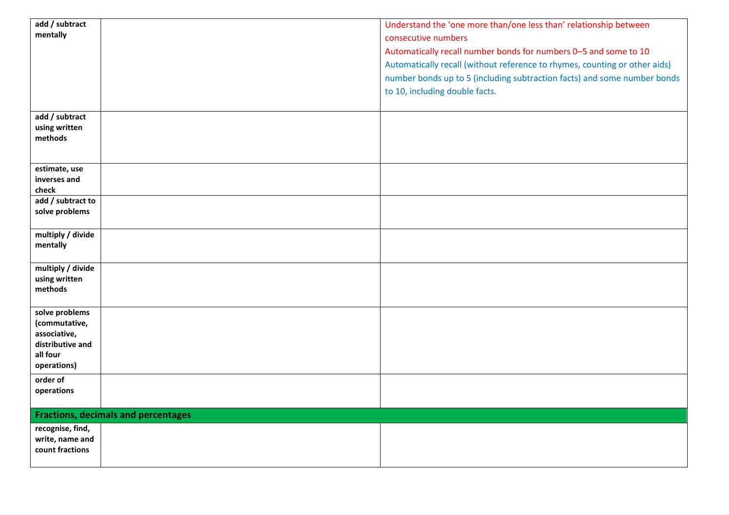| | | |
|---|---|---|
| **add / subtract mentally** | | Understand the 'one more than/one less than' relationship between consecutive numbers<br>Automatically recall number bonds for numbers 0–5 and some to 10<br>Automatically recall (without reference to rhymes, counting or other aids) number bonds up to 5 (including subtraction facts) and some number bonds to 10, including double facts. |
| **add / subtract using written methods** | | |
| **estimate, use inverses and check** | | |
| **add / subtract to solve problems** | | |
| **multiply / divide mentally** | | |
| **multiply / divide using written methods** | | |
| **solve problems (commutative, associative, distributive and all four operations)** | | |
| **order of operations** | | |
| **Fractions, decimals and percentages** | | |
| **recognise, find, write, name and count fractions** | | |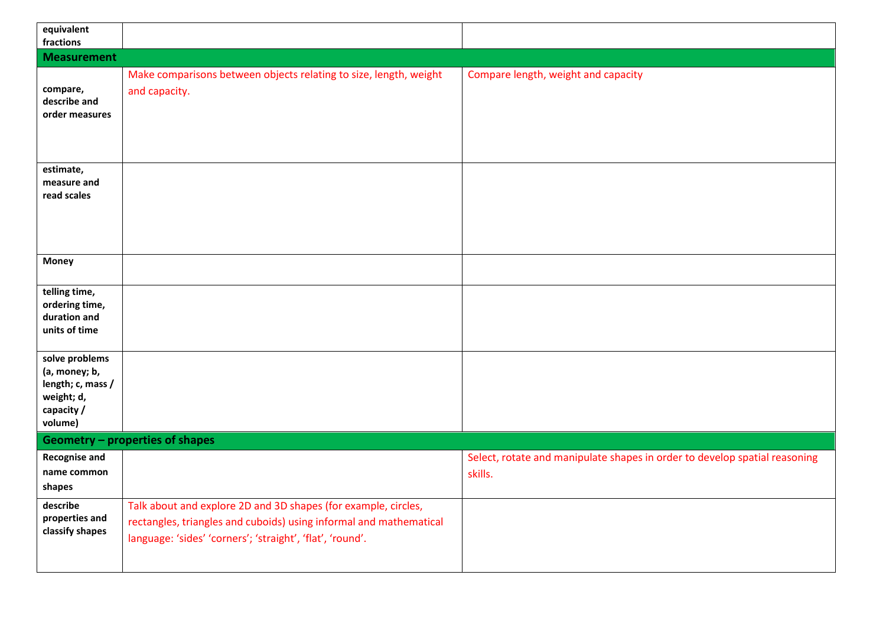| equivalent fractions | | |
|---|---|---|
| **Measurement** | | |
| **compare, describe and order measures** | Make comparisons between objects relating to size, length, weight and capacity. | Compare length, weight and capacity |
| **estimate, measure and read scales** | | |
| **Money** | | |
| **telling time, ordering time, duration and units of time** | | |
| **solve problems (a, money; b, length; c, mass / weight; d, capacity / volume)** | | |
| **Geometry – properties of shapes** | | |
| **Recognise and name common shapes** | | Select, rotate and manipulate shapes in order to develop spatial reasoning skills. |
| **describe properties and classify shapes** | Talk about and explore 2D and 3D shapes (for example, circles, rectangles, triangles and cuboids) using informal and mathematical language: 'sides' 'corners'; 'straight', 'flat', 'round'. | |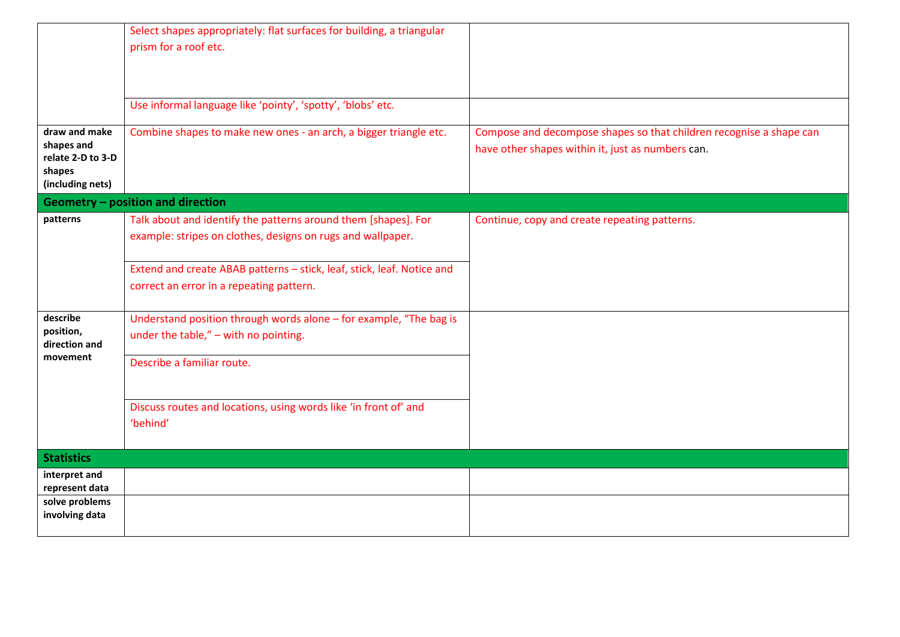| | | |
|---|---|---|
| | Select shapes appropriately: flat surfaces for building, a triangular prism for a roof etc. | |
| | Use informal language like 'pointy', 'spotty', 'blobs' etc. | |
| **draw and make shapes and relate 2-D to 3-D shapes (including nets)** | Combine shapes to make new ones - an arch, a bigger triangle etc. | Compose and decompose shapes so that children recognise a shape can have other shapes within it, just as numbers can. |
| **Geometry – position and direction** | | |
| **patterns** | Talk about and identify the patterns around them [shapes]. For example: stripes on clothes, designs on rugs and wallpaper. | Continue, copy and create repeating patterns. |
| | Extend and create ABAB patterns – stick, leaf, stick, leaf. Notice and correct an error in a repeating pattern. | |
| **describe position, direction and movement** | Understand position through words alone – for example, "The bag is under the table," – with no pointing. | |
| | Describe a familiar route. | |
| | Discuss routes and locations, using words like 'in front of' and 'behind' | |
| **Statistics** | | |
| **interpret and represent data** | | |
| **solve problems involving data** | | |